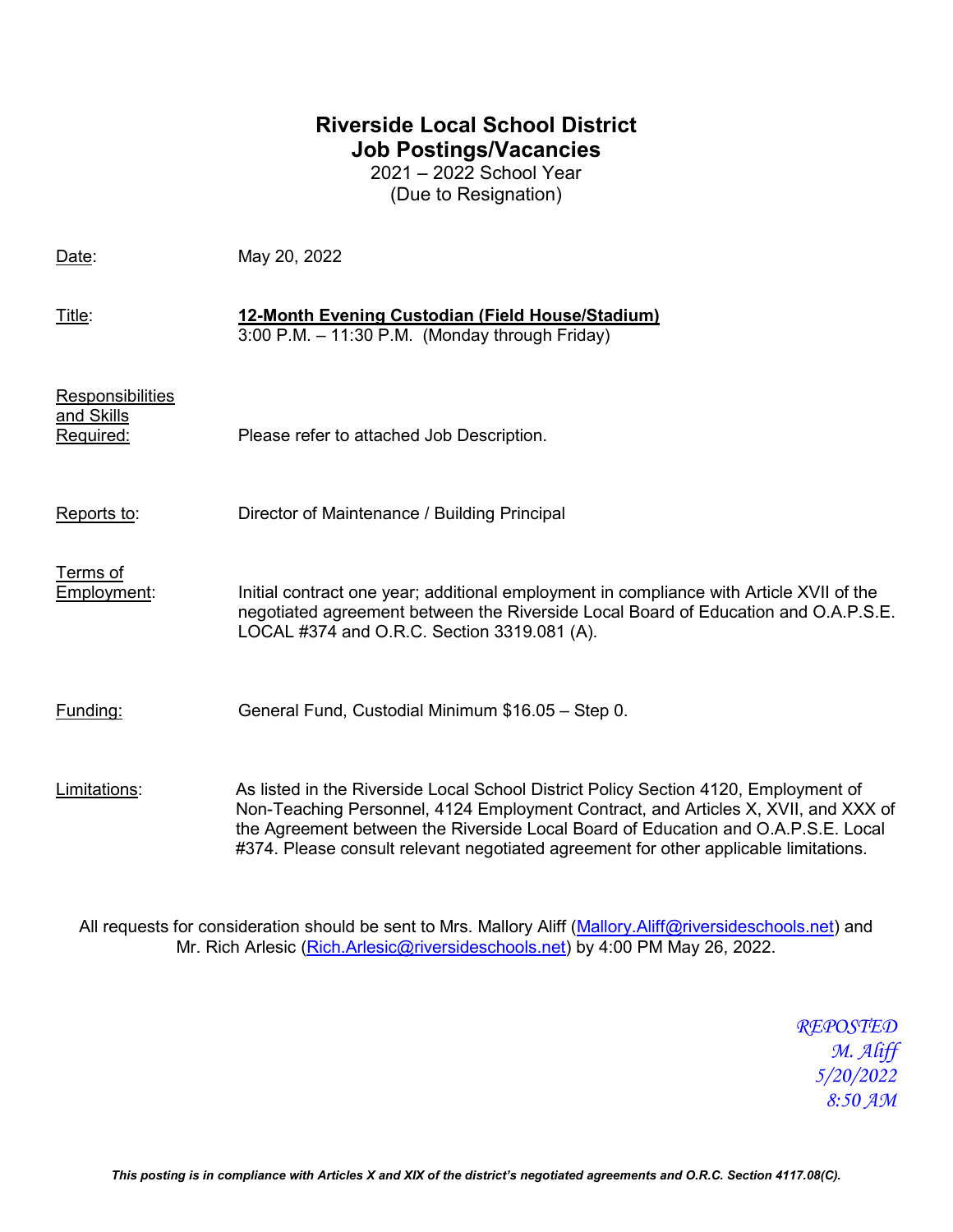# Riverside Local School District
## Job Postings/Vacancies

2021 – 2022 School Year
(Due to Resignation)

Date: May 20, 2022

Title: **12-Month Evening Custodian (Field House/Stadium)**
3:00 P.M. – 11:30 P.M. (Monday through Friday)

Responsibilities and Skills Required: Please refer to attached Job Description.

Reports to: Director of Maintenance / Building Principal

Terms of Employment: Initial contract one year; additional employment in compliance with Article XVII of the negotiated agreement between the Riverside Local Board of Education and O.A.P.S.E. LOCAL #374 and O.R.C. Section 3319.081 (A).

Funding: General Fund, Custodial Minimum $16.05 – Step 0.

Limitations: As listed in the Riverside Local School District Policy Section 4120, Employment of Non-Teaching Personnel, 4124 Employment Contract, and Articles X, XVII, and XXX of the Agreement between the Riverside Local Board of Education and O.A.P.S.E. Local #374. Please consult relevant negotiated agreement for other applicable limitations.

All requests for consideration should be sent to Mrs. Mallory Aliff (Mallory.Aliff@riversideschools.net) and Mr. Rich Arlesic (Rich.Arlesic@riversideschools.net) by 4:00 PM May 26, 2022.

*REPOSTED*
*M. Aliff*
*5/20/2022*
*8:50 AM*

***This posting is in compliance with Articles X and XIX of the district's negotiated agreements and O.R.C. Section 4117.08(C).***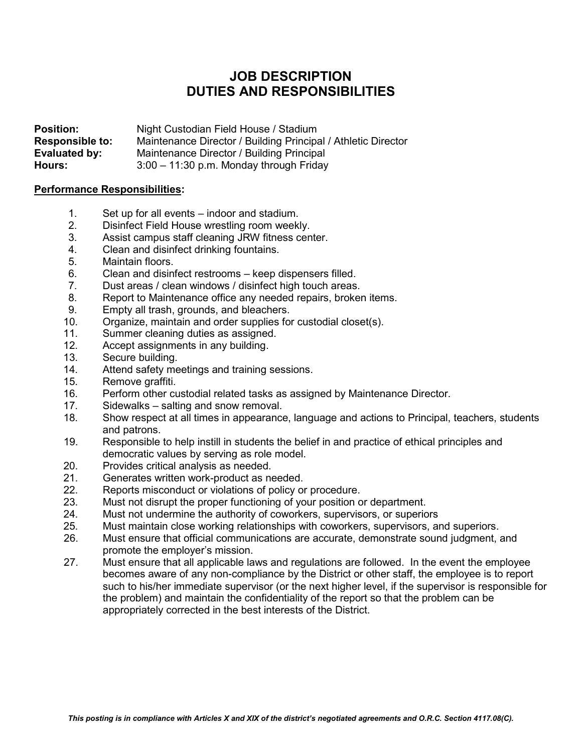# JOB DESCRIPTION
# DUTIES AND RESPONSIBILITIES

**Position:** Night Custodian Field House / Stadium
**Responsible to:** Maintenance Director / Building Principal / Athletic Director
**Evaluated by:** Maintenance Director / Building Principal
**Hours:** 3:00 – 11:30 p.m. Monday through Friday

**Performance Responsibilities:**

1. Set up for all events – indoor and stadium.
2. Disinfect Field House wrestling room weekly.
3. Assist campus staff cleaning JRW fitness center.
4. Clean and disinfect drinking fountains.
5. Maintain floors.
6. Clean and disinfect restrooms – keep dispensers filled.
7. Dust areas / clean windows / disinfect high touch areas.
8. Report to Maintenance office any needed repairs, broken items.
9. Empty all trash, grounds, and bleachers.
10. Organize, maintain and order supplies for custodial closet(s).
11. Summer cleaning duties as assigned.
12. Accept assignments in any building.
13. Secure building.
14. Attend safety meetings and training sessions.
15. Remove graffiti.
16. Perform other custodial related tasks as assigned by Maintenance Director.
17. Sidewalks – salting and snow removal.
18. Show respect at all times in appearance, language and actions to Principal, teachers, students and patrons.
19. Responsible to help instill in students the belief in and practice of ethical principles and democratic values by serving as role model.
20. Provides critical analysis as needed.
21. Generates written work-product as needed.
22. Reports misconduct or violations of policy or procedure.
23. Must not disrupt the proper functioning of your position or department.
24. Must not undermine the authority of coworkers, supervisors, or superiors
25. Must maintain close working relationships with coworkers, supervisors, and superiors.
26. Must ensure that official communications are accurate, demonstrate sound judgment, and promote the employer's mission.
27. Must ensure that all applicable laws and regulations are followed. In the event the employee becomes aware of any non-compliance by the District or other staff, the employee is to report such to his/her immediate supervisor (or the next higher level, if the supervisor is responsible for the problem) and maintain the confidentiality of the report so that the problem can be appropriately corrected in the best interests of the District.

***This posting is in compliance with Articles X and XIX of the district's negotiated agreements and O.R.C. Section 4117.08(C).***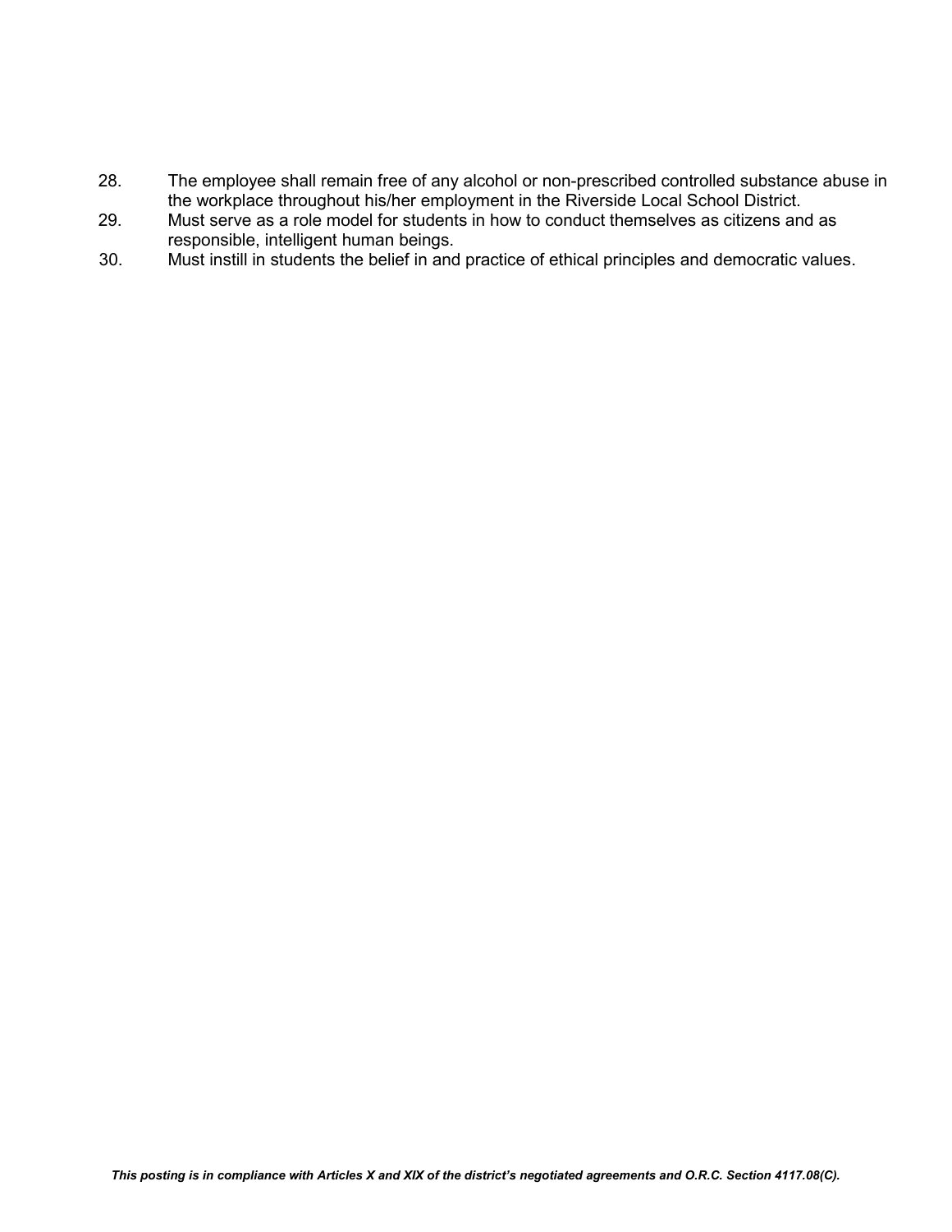28. The employee shall remain free of any alcohol or non-prescribed controlled substance abuse in the workplace throughout his/her employment in the Riverside Local School District.
29. Must serve as a role model for students in how to conduct themselves as citizens and as responsible, intelligent human beings.
30. Must instill in students the belief in and practice of ethical principles and democratic values.

***This posting is in compliance with Articles X and XIX of the district's negotiated agreements and O.R.C. Section 4117.08(C).***